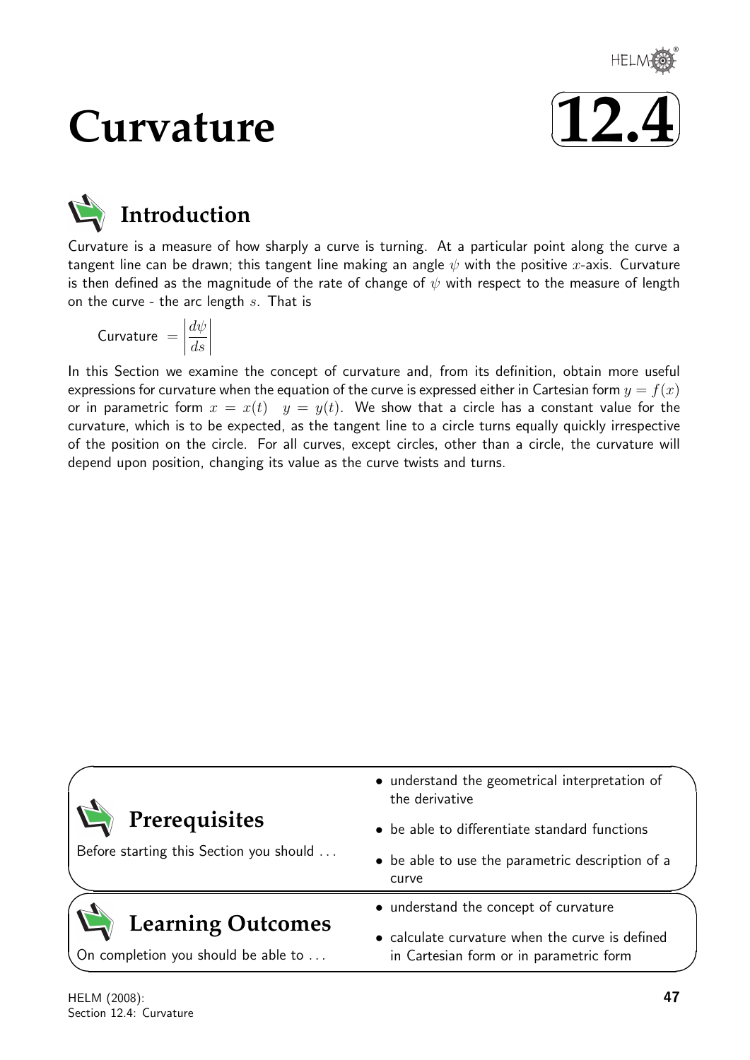# Curvature

# 12.4

## Introduction

Curvature is a measure of how sharply a curve is turning. At a particular point along the curve a tangent line can be drawn; this tangent line making an angle $\psi$ with the positive $x$-axis. Curvature is then defined as the magnitude of the rate of change of $\psi$ with respect to the measure of length on the curve - the arc length $s$. That is

$$\text{Curvature } = \left|\frac{d\psi}{ds}\right|$$

In this Section we examine the concept of curvature and, from its definition, obtain more useful expressions for curvature when the equation of the curve is expressed either in Cartesian form $y = f(x)$ or in parametric form $x = x(t) \quad y = y(t)$. We show that a circle has a constant value for the curvature, which is to be expected, as the tangent line to a circle turns equally quickly irrespective of the position on the circle. For all curves, except circles, other than a circle, the curvature will depend upon position, changing its value as the curve twists and turns.

## Prerequisites

Before starting this Section you should ...

- understand the geometrical interpretation of the derivative
- be able to differentiate standard functions
- be able to use the parametric description of a curve

## Learning Outcomes

On completion you should be able to ...

- understand the concept of curvature
- calculate curvature when the curve is defined in Cartesian form or in parametric form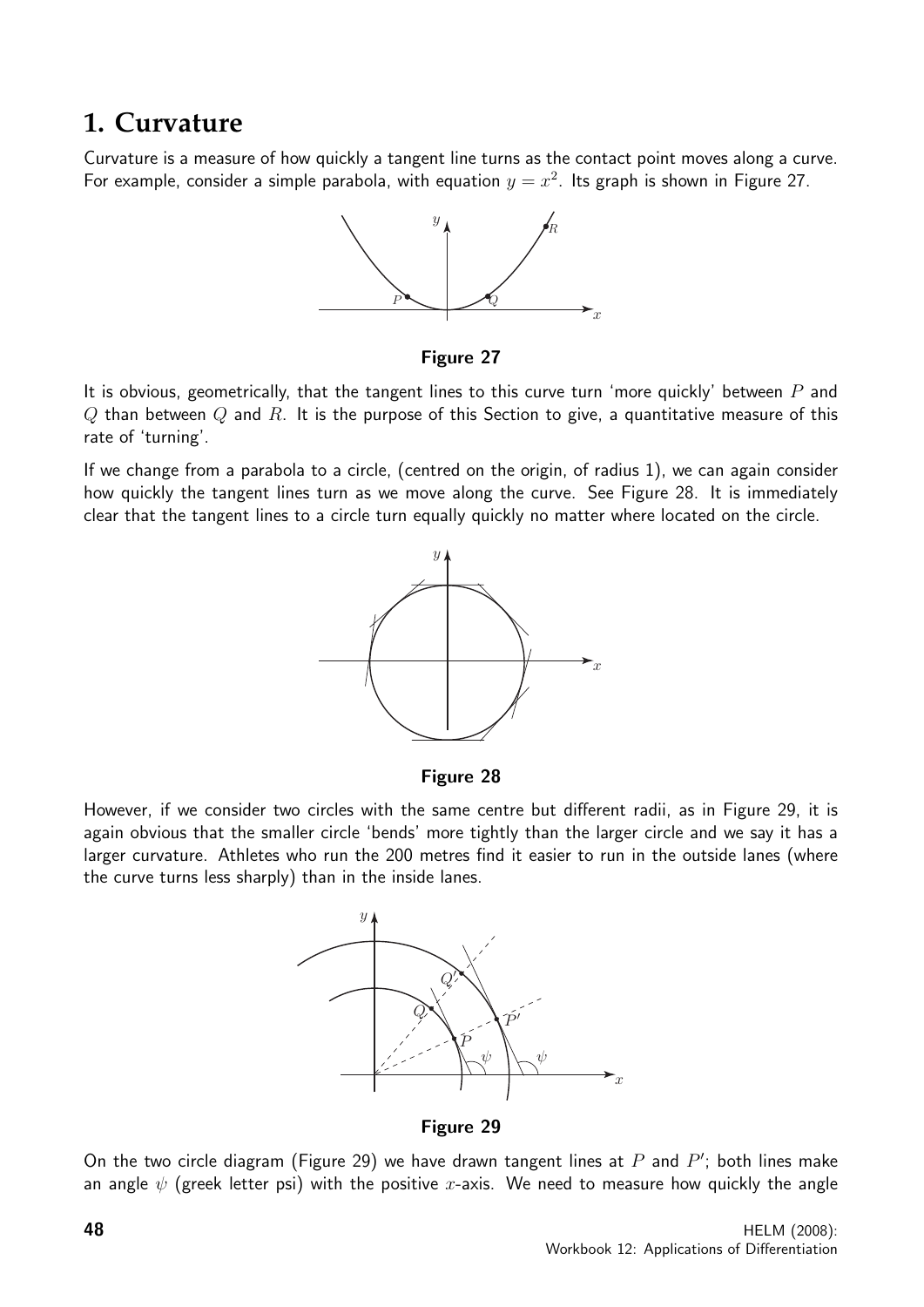## 1. Curvature

Curvature is a measure of how quickly a tangent line turns as the contact point moves along a curve. For example, consider a simple parabola, with equation $y = x^2$. Its graph is shown in Figure 27.

**Figure 27**

It is obvious, geometrically, that the tangent lines to this curve turn 'more quickly' between $P$ and $Q$ than between $Q$ and $R$. It is the purpose of this Section to give, a quantitative measure of this rate of 'turning'.

If we change from a parabola to a circle, (centred on the origin, of radius 1), we can again consider how quickly the tangent lines turn as we move along the curve. See Figure 28. It is immediately clear that the tangent lines to a circle turn equally quickly no matter where located on the circle.

**Figure 28**

However, if we consider two circles with the same centre but different radii, as in Figure 29, it is again obvious that the smaller circle 'bends' more tightly than the larger circle and we say it has a larger curvature. Athletes who run the 200 metres find it easier to run in the outside lanes (where the curve turns less sharply) than in the inside lanes.

**Figure 29**

On the two circle diagram (Figure 29) we have drawn tangent lines at $P$ and $P'$; both lines make an angle $\psi$ (greek letter psi) with the positive $x$-axis. We need to measure how quickly the angle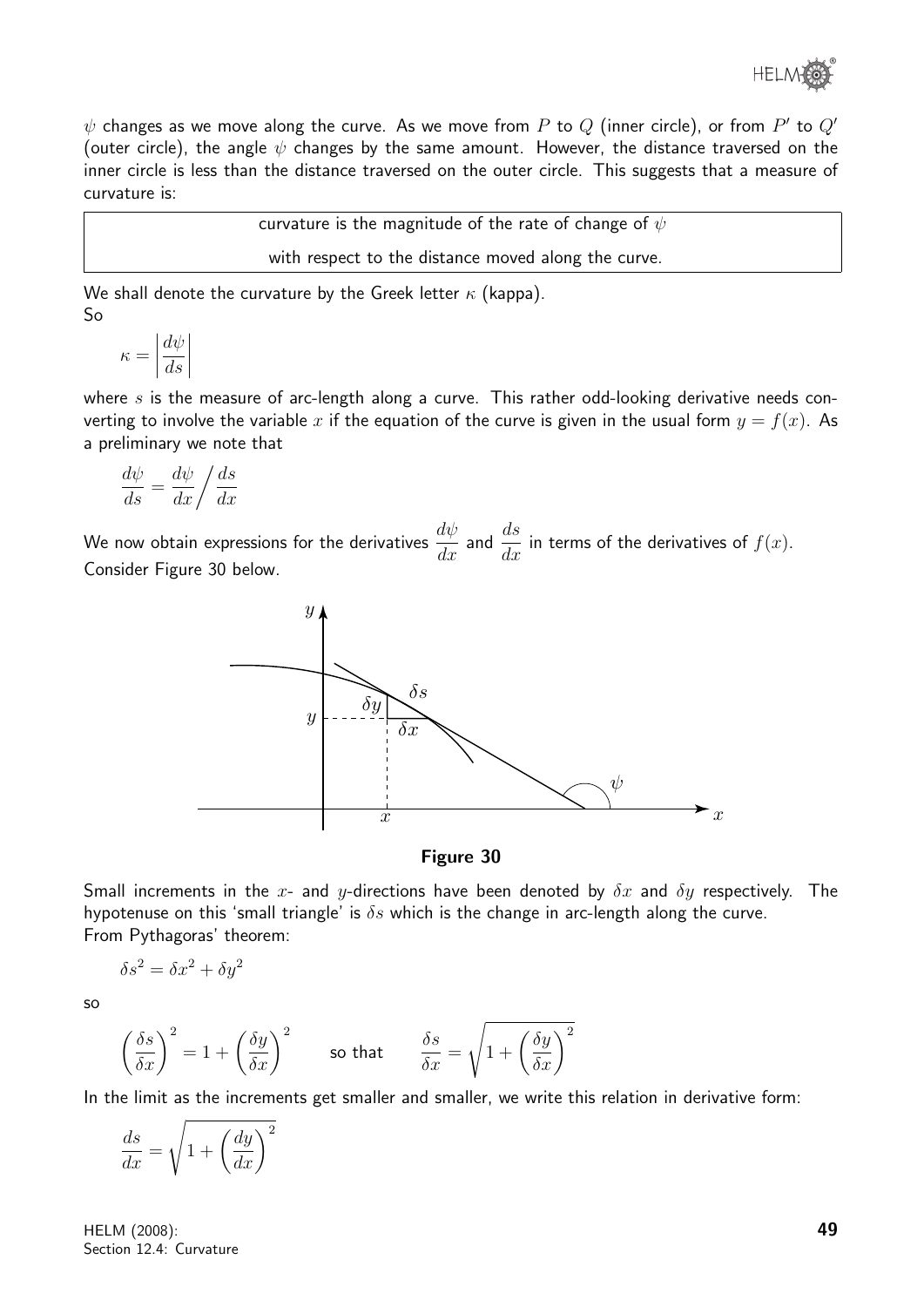$\psi$ changes as we move along the curve. As we move from $P$ to $Q$ (inner circle), or from $P'$ to $Q'$ (outer circle), the angle $\psi$ changes by the same amount. However, the distance traversed on the inner circle is less than the distance traversed on the outer circle. This suggests that a measure of curvature is:

> curvature is the magnitude of the rate of change of $\psi$
>
> with respect to the distance moved along the curve.

We shall denote the curvature by the Greek letter $\kappa$ (kappa).

So

$$\kappa = \left|\frac{d\psi}{ds}\right|$$

where $s$ is the measure of arc-length along a curve. This rather odd-looking derivative needs converting to involve the variable $x$ if the equation of the curve is given in the usual form $y = f(x)$. As a preliminary we note that

$$\frac{d\psi}{ds} = \frac{d\psi}{dx} \bigg/ \frac{ds}{dx}$$

We now obtain expressions for the derivatives $\dfrac{d\psi}{dx}$ and $\dfrac{ds}{dx}$ in terms of the derivatives of $f(x)$. Consider Figure 30 below.

**Figure 30**

Small increments in the $x$- and $y$-directions have been denoted by $\delta x$ and $\delta y$ respectively. The hypotenuse on this 'small triangle' is $\delta s$ which is the change in arc-length along the curve.

From Pythagoras' theorem:

$$\delta s^2 = \delta x^2 + \delta y^2$$

so

$$\left(\frac{\delta s}{\delta x}\right)^2 = 1 + \left(\frac{\delta y}{\delta x}\right)^2 \qquad \text{so that} \qquad \frac{\delta s}{\delta x} = \sqrt{1 + \left(\frac{\delta y}{\delta x}\right)^2}$$

In the limit as the increments get smaller and smaller, we write this relation in derivative form:

$$\frac{ds}{dx} = \sqrt{1 + \left(\frac{dy}{dx}\right)^2}$$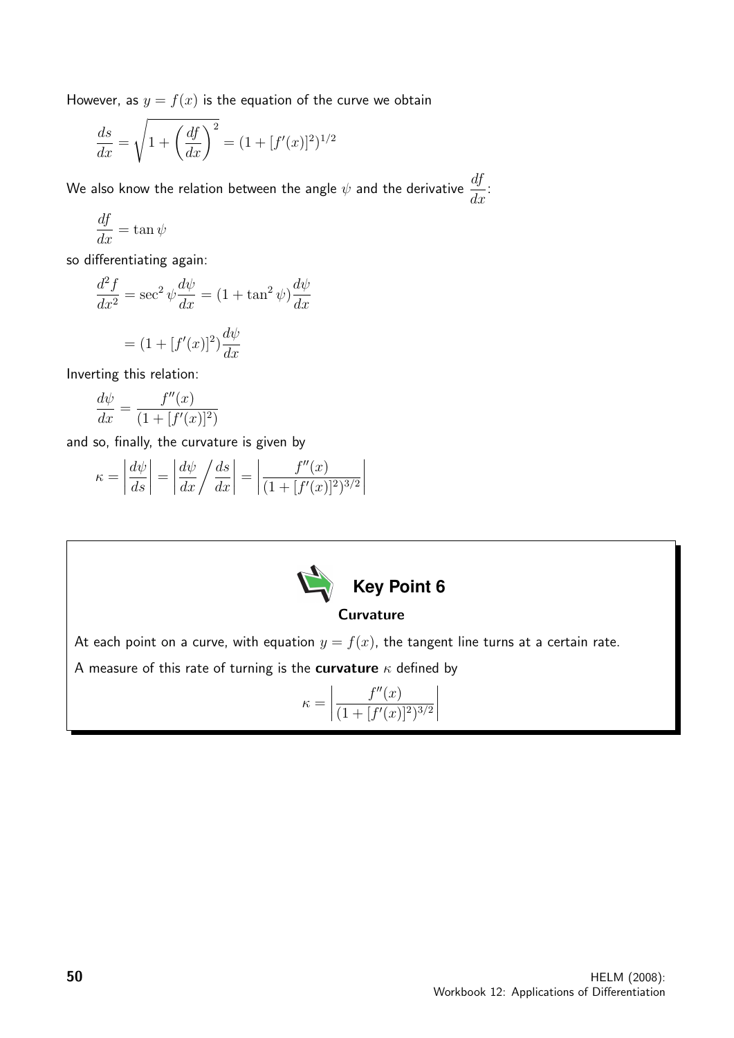However, as $y = f(x)$ is the equation of the curve we obtain

$$\frac{ds}{dx} = \sqrt{1 + \left(\frac{df}{dx}\right)^2} = (1 + [f'(x)]^2)^{1/2}$$

We also know the relation between the angle $\psi$ and the derivative $\dfrac{df}{dx}$:

$$\frac{df}{dx} = \tan\psi$$

so differentiating again:

$$\frac{d^2f}{dx^2} = \sec^2\psi \frac{d\psi}{dx} = (1 + \tan^2\psi)\frac{d\psi}{dx}$$

$$= (1 + [f'(x)]^2)\frac{d\psi}{dx}$$

Inverting this relation:

$$\frac{d\psi}{dx} = \frac{f''(x)}{(1 + [f'(x)]^2)}$$

and so, finally, the curvature is given by

$$\kappa = \left|\frac{d\psi}{ds}\right| = \left|\frac{d\psi}{dx}\Big/\frac{ds}{dx}\right| = \left|\frac{f''(x)}{(1 + [f'(x)]^2)^{3/2}}\right|$$

**Key Point 6**

**Curvature**

At each point on a curve, with equation $y = f(x)$, the tangent line turns at a certain rate.

A measure of this rate of turning is the **curvature** $\kappa$ defined by

$$\kappa = \left|\frac{f''(x)}{(1 + [f'(x)]^2)^{3/2}}\right|$$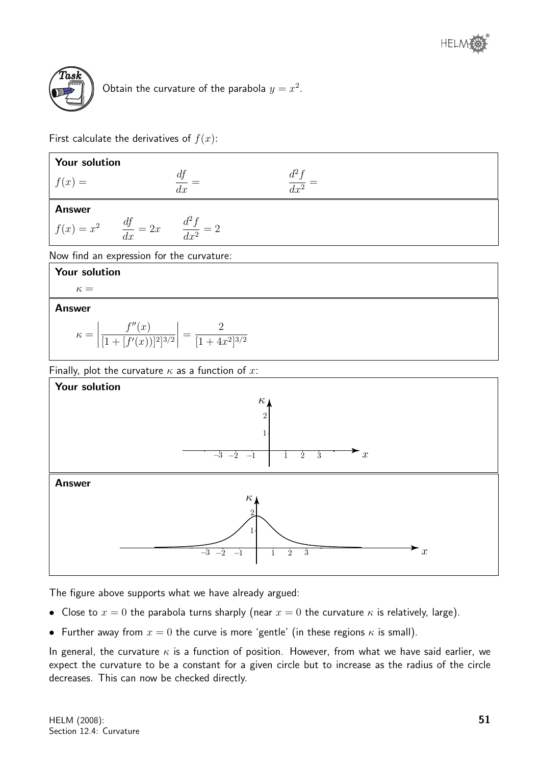**Task**

Obtain the curvature of the parabola $y = x^2$.

First calculate the derivatives of $f(x)$:

**Your solution**

$f(x) =$ $\qquad \dfrac{df}{dx} =$ $\qquad \dfrac{d^2f}{dx^2} =$

**Answer**

$f(x) = x^2 \qquad \dfrac{df}{dx} = 2x \qquad \dfrac{d^2f}{dx^2} = 2$

Now find an expression for the curvature:

**Your solution**

$\kappa =$

**Answer**

$$\kappa = \left| \frac{f''(x)}{[1 + [f'(x)]^2]^{3/2}} \right| = \frac{2}{[1 + 4x^2]^{3/2}}$$

Finally, plot the curvature $\kappa$ as a function of $x$:

**Your solution**

**Answer**

The figure above supports what we have already argued:

- Close to $x = 0$ the parabola turns sharply (near $x = 0$ the curvature $\kappa$ is relatively, large).
- Further away from $x = 0$ the curve is more 'gentle' (in these regions $\kappa$ is small).

In general, the curvature $\kappa$ is a function of position. However, from what we have said earlier, we expect the curvature to be a constant for a given circle but to increase as the radius of the circle decreases. This can now be checked directly.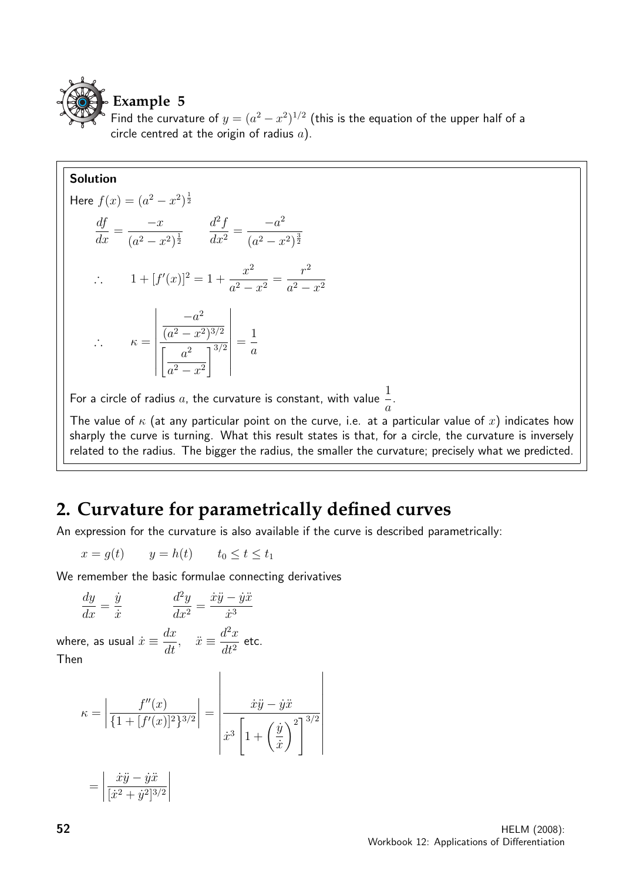**Example 5**

Find the curvature of $y = (a^2 - x^2)^{1/2}$ (this is the equation of the upper half of a circle centred at the origin of radius $a$).

**Solution**

Here $f(x) = (a^2 - x^2)^{\frac{1}{2}}$

$$\frac{df}{dx} = \frac{-x}{(a^2 - x^2)^{\frac{1}{2}}} \qquad \frac{d^2f}{dx^2} = \frac{-a^2}{(a^2 - x^2)^{\frac{3}{2}}}$$

$$\therefore \qquad 1 + [f'(x)]^2 = 1 + \frac{x^2}{a^2 - x^2} = \frac{r^2}{a^2 - x^2}$$

$$\therefore \qquad \kappa = \left| \frac{\dfrac{-a^2}{(a^2 - x^2)^{3/2}}}{\left[\dfrac{a^2}{a^2 - x^2}\right]^{3/2}} \right| = \frac{1}{a}$$

For a circle of radius $a$, the curvature is constant, with value $\dfrac{1}{a}$.

The value of $\kappa$ (at any particular point on the curve, i.e. at a particular value of $x$) indicates how sharply the curve is turning. What this result states is that, for a circle, the curvature is inversely related to the radius. The bigger the radius, the smaller the curvature; precisely what we predicted.

## 2. Curvature for parametrically defined curves

An expression for the curvature is also available if the curve is described parametrically:

$$x = g(t) \qquad y = h(t) \qquad t_0 \leq t \leq t_1$$

We remember the basic formulae connecting derivatives

$$\frac{dy}{dx} = \frac{\dot{y}}{\dot{x}} \qquad \frac{d^2y}{dx^2} = \frac{\dot{x}\ddot{y} - \dot{y}\ddot{x}}{\dot{x}^3}$$

where, as usual $\dot{x} \equiv \dfrac{dx}{dt}$, $\quad \ddot{x} \equiv \dfrac{d^2x}{dt^2}$ etc.

Then

$$\kappa = \left| \frac{f''(x)}{\{1 + [f'(x)]^2\}^{3/2}} \right| = \left| \frac{\dot{x}\ddot{y} - \dot{y}\ddot{x}}{\dot{x}^3 \left[1 + \left(\dfrac{\dot{y}}{\dot{x}}\right)^2\right]^{3/2}} \right|$$

$$= \left| \frac{\dot{x}\ddot{y} - \dot{y}\ddot{x}}{[\dot{x}^2 + \dot{y}^2]^{3/2}} \right|$$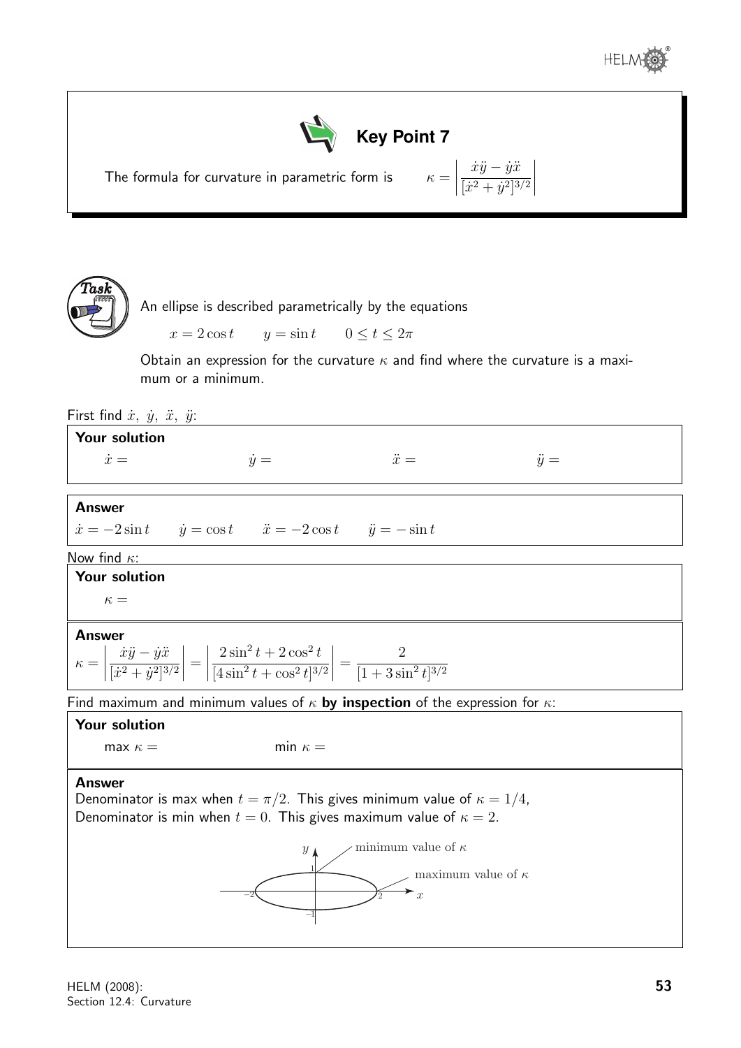## Key Point 7

The formula for curvature in parametric form is $\kappa = \left|\dfrac{\dot{x}\ddot{y} - \dot{y}\ddot{x}}{[\dot{x}^2 + \dot{y}^2]^{3/2}}\right|$

---

**Task**

An ellipse is described parametrically by the equations

$$x = 2\cos t \qquad y = \sin t \qquad 0 \leq t \leq 2\pi$$

Obtain an expression for the curvature $\kappa$ and find where the curvature is a maximum or a minimum.

First find $\dot{x},\ \dot{y},\ \ddot{x},\ \ddot{y}$:

**Your solution**

$\dot{x} =$ $\qquad\qquad$ $\dot{y} =$ $\qquad\qquad$ $\ddot{x} =$ $\qquad\qquad$ $\ddot{y} =$

**Answer**

$\dot{x} = -2\sin t \qquad \dot{y} = \cos t \qquad \ddot{x} = -2\cos t \qquad \ddot{y} = -\sin t$

Now find $\kappa$:

**Your solution**

$\kappa =$

**Answer**

$$\kappa = \left|\frac{\dot{x}\ddot{y} - \dot{y}\ddot{x}}{[\dot{x}^2 + \dot{y}^2]^{3/2}}\right| = \left|\frac{2\sin^2 t + 2\cos^2 t}{[4\sin^2 t + \cos^2 t]^{3/2}}\right| = \frac{2}{[1 + 3\sin^2 t]^{3/2}}$$

Find maximum and minimum values of $\kappa$ **by inspection** of the expression for $\kappa$:

**Your solution**

max $\kappa =$ $\qquad\qquad$ min $\kappa =$

**Answer**

Denominator is max when $t = \pi/2$. This gives minimum value of $\kappa = 1/4$,
Denominator is min when $t = 0$. This gives maximum value of $\kappa = 2$.

y
minimum value of $\kappa$
1
maximum value of $\kappa$
−2
2
x
−1